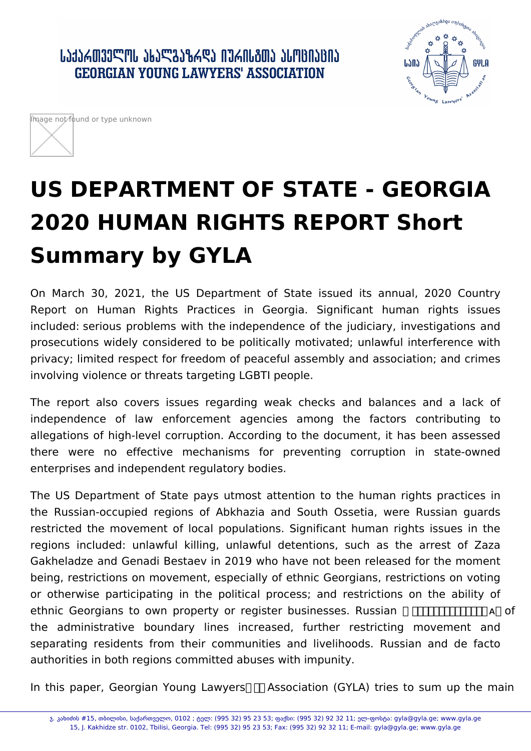# US DEPARTMENT OF STATE - GEORGIA 2020 HUMAN RIGHTS REPORT Short Summary by GYLA

On March 30, 2021, the US Department of State issued its annual, 2020 Country Report on Human Rights Practices in Georgia. Significant human rights issues included: serious problems with the independence of the judiciary, investigations and prosecutions widely considered to be politically motivated; unlawful interference with privacy; limited respect for freedom of peaceful assembly and association; and crimes involving violence or threats targeting LGBTI people.

The report also covers issues regarding weak checks and balances and a lack of independence of law enforcement agencies among the factors contributing to allegations of high-level corruption. According to the document, it has been assessed there were no effective mechanisms for preventing corruption in state-owned enterprises and independent regulatory bodies.

The US Department of State pays utmost attention to the human rights practices in the Russian-occupied regions of Abkhazia and South Ossetia, were Russian guards restricted the movement of local populations. Significant human rights issues in the regions included: unlawful killing, unlawful detentions, such as the arrest of Zaza Gakheladze and Genadi Bestaev in 2019 who have not been released for the moment being, restrictions on movement, especially of ethnic Georgians, restrictions on voting or otherwise participating in the political process; and restrictions on the ability of ethnic Georgians to own property or register businesses. Russian �����������A� of the administrative boundary lines increased, further restricting movement and separating residents from their communities and livelihoods. Russian and de facto authorities in both regions committed abuses with impunity.

In this paper, Georgian Young Lawyers��� Association (GYLA) tries to sum up the main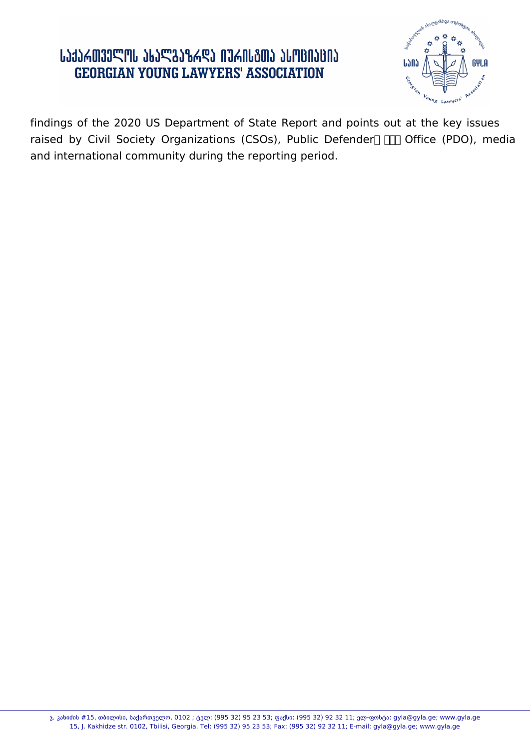findings of the 2020 US Department of State Report and points out at the key issues raised by Civil Society Organizations (CSOs), Public Defender Office (PDO), media and international community during the reporting period.